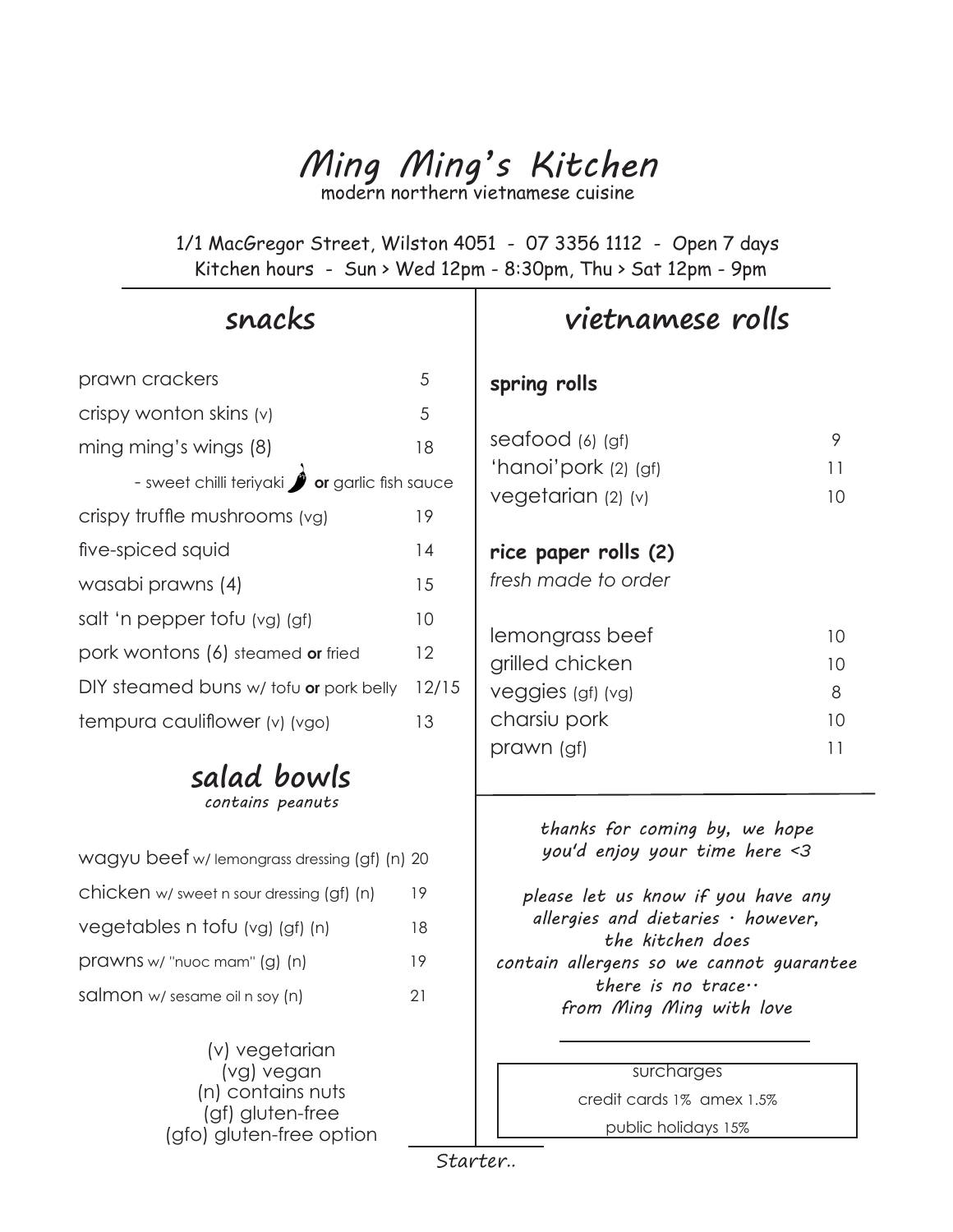# Ming Ming's Kitchen

modern northern vietnamese cuisine

1/1 MacGregor Street, Wilston 4051 - 07 3356 1112 - Open 7 days
Kitchen hours - Sun > Wed 12pm - 8:30pm, Thu > Sat 12pm - 9pm

## snacks

| Item | Price |
|---|---|
| prawn crackers | 5 |
| crispy wonton skins (v) | 5 |
| ming ming's wings (8) | 18 |
| - sweet chilli teriyaki **or** garlic fish sauce | |
| crispy truffle mushrooms (vg) | 19 |
| five-spiced squid | 14 |
| wasabi prawns (4) | 15 |
| salt 'n pepper tofu (vg) (gf) | 10 |
| pork wontons (6) steamed **or** fried | 12 |
| DIY steamed buns w/ tofu **or** pork belly | 12/15 |
| tempura cauliflower (v) (vgo) | 13 |

## salad bowls

*contains peanuts*

| Item | Price |
|---|---|
| wagyu beef w/ lemongrass dressing (gf) (n) | 20 |
| chicken w/ sweet n sour dressing (gf) (n) | 19 |
| vegetables n tofu (vg) (gf) (n) | 18 |
| prawns w/ "nuoc mam" (g) (n) | 19 |
| salmon w/ sesame oil n soy (n) | 21 |

(v) vegetarian
(vg) vegan
(n) contains nuts
(gf) gluten-free
(gfo) gluten-free option

## vietnamese rolls

### spring rolls

| Item | Price |
|---|---|
| seafood (6) (gf) | 9 |
| 'hanoi'pork (2) (gf) | 11 |
| vegetarian (2) (v) | 10 |

### rice paper rolls (2)

*fresh made to order*

| Item | Price |
|---|---|
| lemongrass beef | 10 |
| grilled chicken | 10 |
| veggies (gf) (vg) | 8 |
| charsiu pork | 10 |
| prawn (gf) | 11 |

*thanks for coming by, we hope you'd enjoy your time here <3*

*please let us know if you have any allergies and dietaries · however, the kitchen does contain allergens so we cannot guarantee there is no trace·· from Ming Ming with love*

surcharges
credit cards 1% amex 1.5%
public holidays 15%

*Starter..*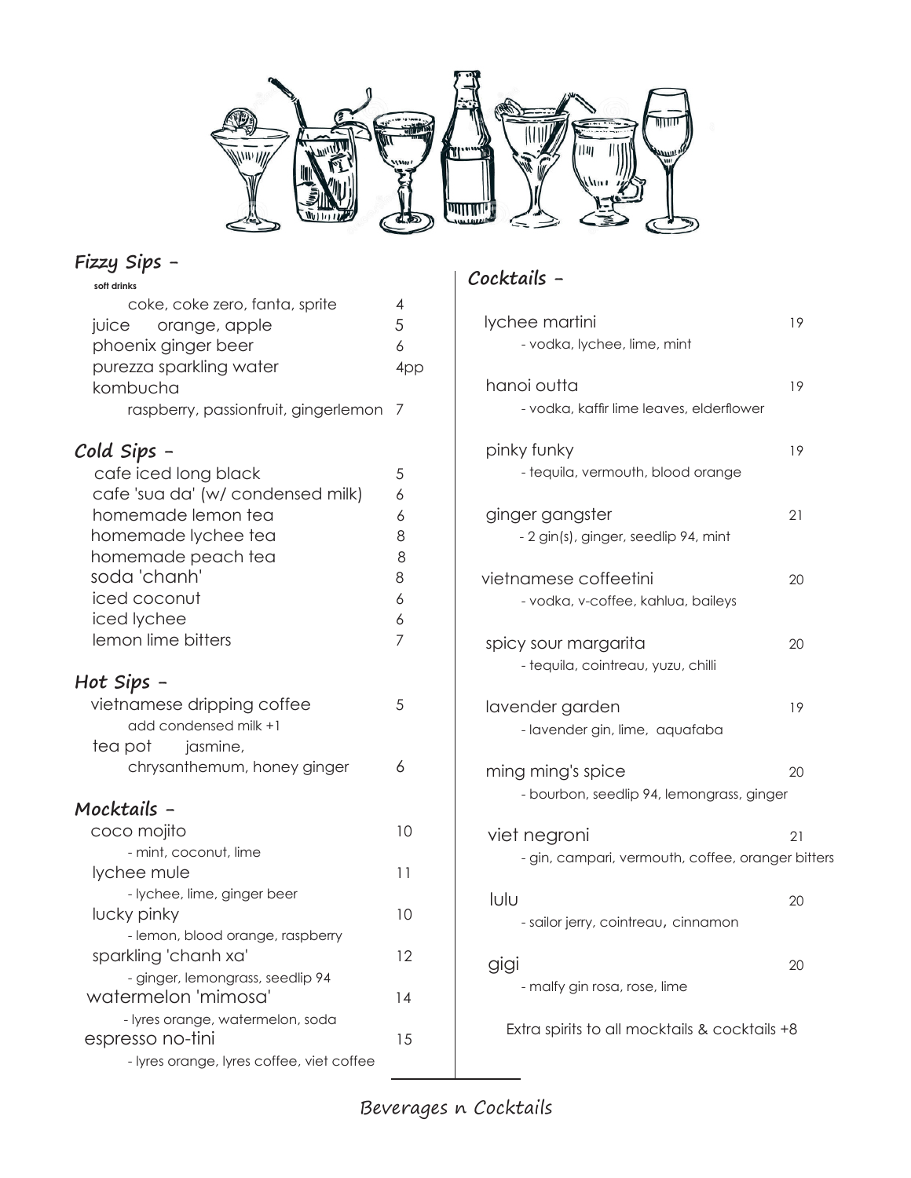## Fizzy Sips -

**soft drinks**

| | |
|---|---|
| coke, coke zero, fanta, sprite | 4 |
| juice orange, apple | 5 |
| phoenix ginger beer | 6 |
| purezza sparkling water | 4pp |
| kombucha | |
| raspberry, passionfruit, gingerlemon | 7 |

## Cold Sips -

| | |
|---|---|
| cafe iced long black | 5 |
| cafe 'sua da' (w/ condensed milk) | 6 |
| homemade lemon tea | 6 |
| homemade lychee tea | 8 |
| homemade peach tea | 8 |
| soda 'chanh' | 8 |
| iced coconut | 6 |
| iced lychee | 6 |
| lemon lime bitters | 7 |

## Hot Sips -

| | |
|---|---|
| vietnamese dripping coffee | 5 |
| add condensed milk +1 | |
| tea pot jasmine, chrysanthemum, honey ginger | 6 |

## Mocktails -

coco mojito — 10
- mint, coconut, lime

lychee mule — 11
- lychee, lime, ginger beer

lucky pinky — 10
- lemon, blood orange, raspberry

sparkling 'chanh xa' — 12
- ginger, lemongrass, seedlip 94

watermelon 'mimosa' — 14
- lyres orange, watermelon, soda

espresso no-tini — 15
- lyres orange, lyres coffee, viet coffee

## Cocktails -

lychee martini — 19
- vodka, lychee, lime, mint

hanoi outta — 19
- vodka, kaffir lime leaves, elderflower

pinky funky — 19
- tequila, vermouth, blood orange

ginger gangster — 21
- 2 gin(s), ginger, seedlip 94, mint

vietnamese coffeetini — 20
- vodka, v-coffee, kahlua, baileys

spicy sour margarita — 20
- tequila, cointreau, yuzu, chilli

lavender garden — 19
- lavender gin, lime, aquafaba

ming ming's spice — 20
- bourbon, seedlip 94, lemongrass, ginger

viet negroni — 21
- gin, campari, vermouth, coffee, oranger bitters

lulu — 20
- sailor jerry, cointreau, cinnamon

gigi — 20
- malfy gin rosa, rose, lime

Extra spirits to all mocktails & cocktails +8

Beverages n Cocktails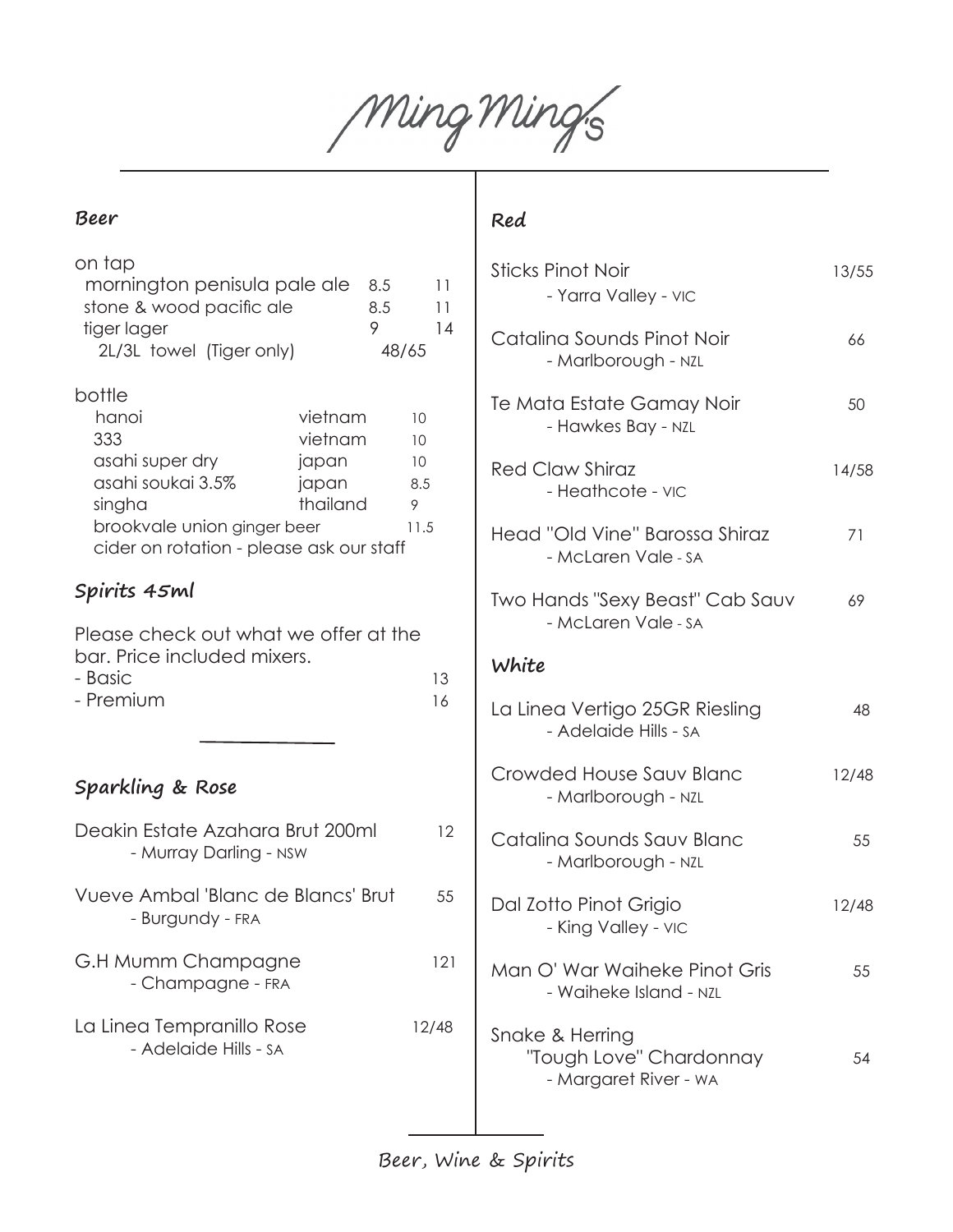# Ming Ming's

## Beer

on tap

| | | |
|---|---|---|
| mornington penisula pale ale | 8.5 | 11 |
| stone & wood pacific ale | 8.5 | 11 |
| tiger lager | 9 | 14 |
| 2L/3L towel (Tiger only) | 48/65 | |

bottle

| | | |
|---|---|---|
| hanoi | vietnam | 10 |
| 333 | vietnam | 10 |
| asahi super dry | japan | 10 |
| asahi soukai 3.5% | japan | 8.5 |
| singha | thailand | 9 |
| brookvale union ginger beer | | 11.5 |

cider on rotation - please ask our staff

## Spirits 45ml

Please check out what we offer at the bar. Price included mixers.

- Basic 13
- Premium 16

## Sparkling & Rose

Deakin Estate Azahara Brut 200ml — 12
- Murray Darling - NSW

Vueve Ambal 'Blanc de Blancs' Brut — 55
- Burgundy - FRA

G.H Mumm Champagne — 121
- Champagne - FRA

La Linea Tempranillo Rose — 12/48
- Adelaide Hills - SA

## Red

Sticks Pinot Noir — 13/55
- Yarra Valley - VIC

Catalina Sounds Pinot Noir — 66
- Marlborough - NZL

Te Mata Estate Gamay Noir — 50
- Hawkes Bay - NZL

Red Claw Shiraz — 14/58
- Heathcote - VIC

Head "Old Vine" Barossa Shiraz — 71
- McLaren Vale - SA

Two Hands "Sexy Beast" Cab Sauv — 69
- McLaren Vale - SA

## White

La Linea Vertigo 25GR Riesling — 48
- Adelaide Hills - SA

Crowded House Sauv Blanc — 12/48
- Marlborough - NZL

Catalina Sounds Sauv Blanc — 55
- Marlborough - NZL

Dal Zotto Pinot Grigio — 12/48
- King Valley - VIC

Man O' War Waiheke Pinot Gris — 55
- Waiheke Island - NZL

Snake & Herring "Tough Love" Chardonnay — 54
- Margaret River - WA

Beer, Wine & Spirits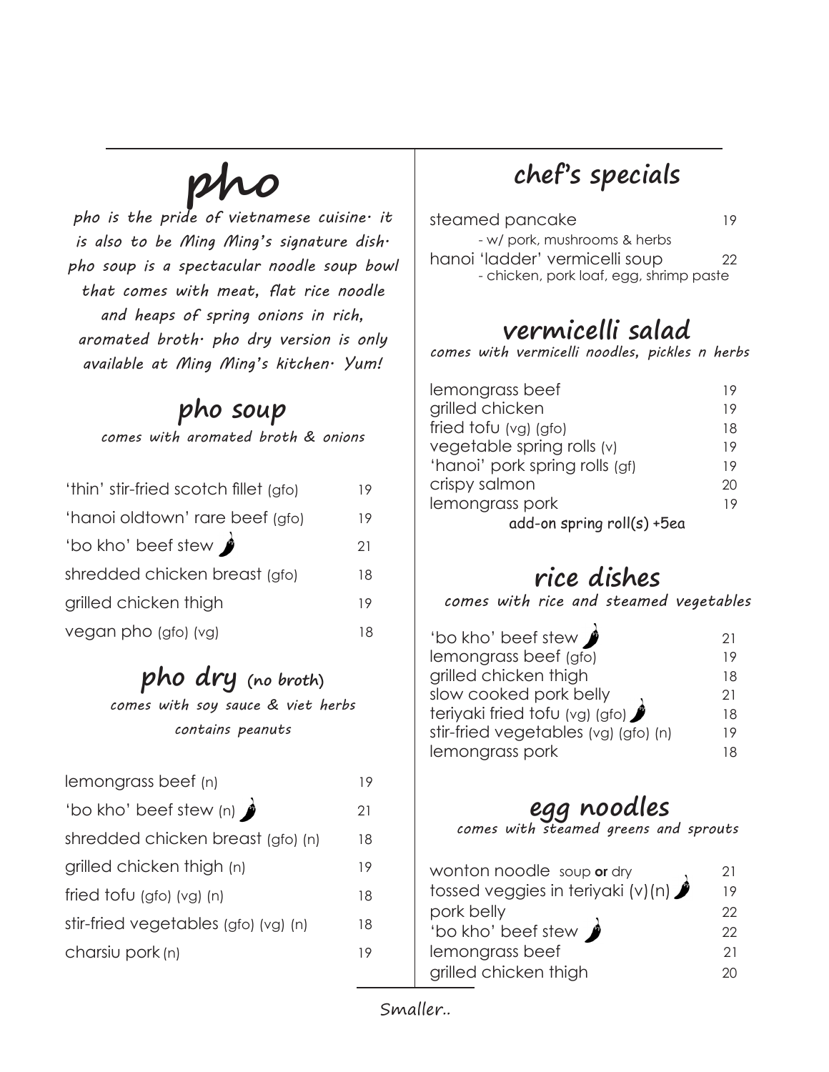# pho

*pho is the pride of vietnamese cuisine. it is also to be Ming Ming's signature dish. pho soup is a spectacular noodle soup bowl that comes with meat, flat rice noodle and heaps of spring onions in rich, aromated broth. pho dry version is only available at Ming Ming's kitchen. Yum!*

## pho soup

*comes with aromated broth & onions*

| Item | Price |
|---|---|
| 'thin' stir-fried scotch fillet (gfo) | 19 |
| 'hanoi oldtown' rare beef (gfo) | 19 |
| 'bo kho' beef stew 🌶 | 21 |
| shredded chicken breast (gfo) | 18 |
| grilled chicken thigh | 19 |
| vegan pho (gfo) (vg) | 18 |

## pho dry (no broth)

*comes with soy sauce & viet herbs*

*contains peanuts*

| Item | Price |
|---|---|
| lemongrass beef (n) | 19 |
| 'bo kho' beef stew (n) 🌶 | 21 |
| shredded chicken breast (gfo) (n) | 18 |
| grilled chicken thigh (n) | 19 |
| fried tofu (gfo) (vg) (n) | 18 |
| stir-fried vegetables (gfo) (vg) (n) | 18 |
| charsiu pork (n) | 19 |

## chef's specials

| Item | Price |
|---|---|
| steamed pancake<br>- w/ pork, mushrooms & herbs | 19 |
| hanoi 'ladder' vermicelli soup<br>- chicken, pork loaf, egg, shrimp paste | 22 |

## vermicelli salad

*comes with vermicelli noodles, pickles n herbs*

| Item | Price |
|---|---|
| lemongrass beef | 19 |
| grilled chicken | 19 |
| fried tofu (vg) (gfo) | 18 |
| vegetable spring rolls (v) | 19 |
| 'hanoi' pork spring rolls (gf) | 19 |
| crispy salmon | 20 |
| lemongrass pork | 19 |

add-on spring roll(s) +5ea

## rice dishes

*comes with rice and steamed vegetables*

| Item | Price |
|---|---|
| 'bo kho' beef stew 🌶 | 21 |
| lemongrass beef (gfo) | 19 |
| grilled chicken thigh | 18 |
| slow cooked pork belly | 21 |
| teriyaki fried tofu (vg) (gfo) 🌶 | 18 |
| stir-fried vegetables (vg) (gfo) (n) | 19 |
| lemongrass pork | 18 |

## egg noodles

*comes with steamed greens and sprouts*

| Item | Price |
|---|---|
| wonton noodle soup **or** dry | 21 |
| tossed veggies in teriyaki (v)(n) 🌶 | 19 |
| pork belly | 22 |
| 'bo kho' beef stew 🌶 | 22 |
| lemongrass beef | 21 |
| grilled chicken thigh | 20 |

Smaller..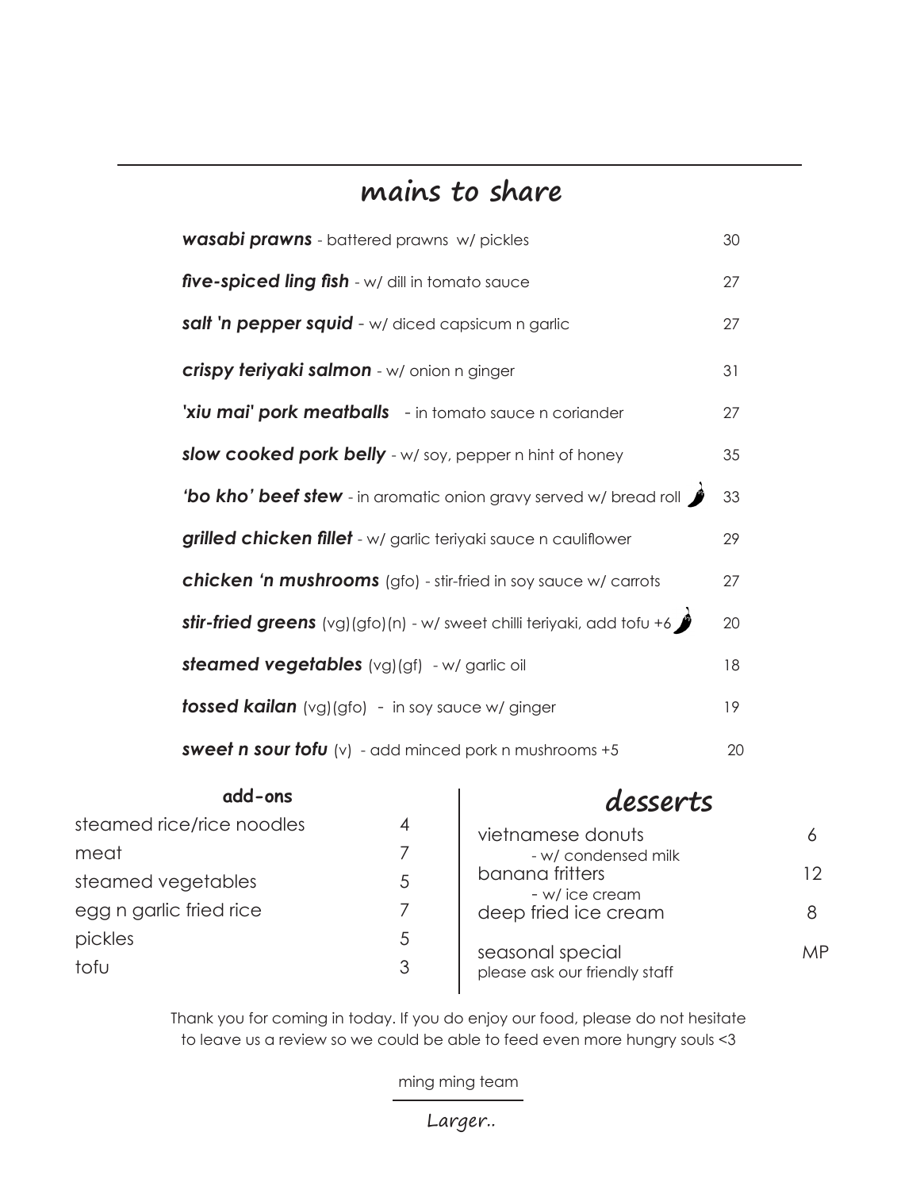## mains to share

| | |
|---|---|
| ***wasabi prawns*** - battered prawns w/ pickles | 30 |
| ***five-spiced ling fish*** - w/ dill in tomato sauce | 27 |
| ***salt 'n pepper squid*** - w/ diced capsicum n garlic | 27 |
| ***crispy teriyaki salmon*** - w/ onion n ginger | 31 |
| ***'xiu mai' pork meatballs*** - in tomato sauce n coriander | 27 |
| ***slow cooked pork belly*** - w/ soy, pepper n hint of honey | 35 |
| ***'bo kho' beef stew*** - in aromatic onion gravy served w/ bread roll 🌶 | 33 |
| ***grilled chicken fillet*** - w/ garlic teriyaki sauce n cauliflower | 29 |
| ***chicken 'n mushrooms*** (gfo) - stir-fried in soy sauce w/ carrots | 27 |
| ***stir-fried greens*** (vg)(gfo)(n) - w/ sweet chilli teriyaki, add tofu +6 🌶 | 20 |
| ***steamed vegetables*** (vg)(gf) - w/ garlic oil | 18 |
| ***tossed kailan*** (vg)(gfo) - in soy sauce w/ ginger | 19 |
| ***sweet n sour tofu*** (v) - add minced pork n mushrooms +5 | 20 |

### add-ons

| | |
|---|---|
| steamed rice/rice noodles | 4 |
| meat | 7 |
| steamed vegetables | 5 |
| egg n garlic fried rice | 7 |
| pickles | 5 |
| tofu | 3 |

## desserts

| | |
|---|---|
| vietnamese donuts - w/ condensed milk | 6 |
| banana fritters - w/ ice cream | 12 |
| deep fried ice cream | 8 |
| seasonal special please ask our friendly staff | MP |

Thank you for coming in today. If you do enjoy our food, please do not hesitate to leave us a review so we could be able to feed even more hungry souls <3

ming ming team

Larger..